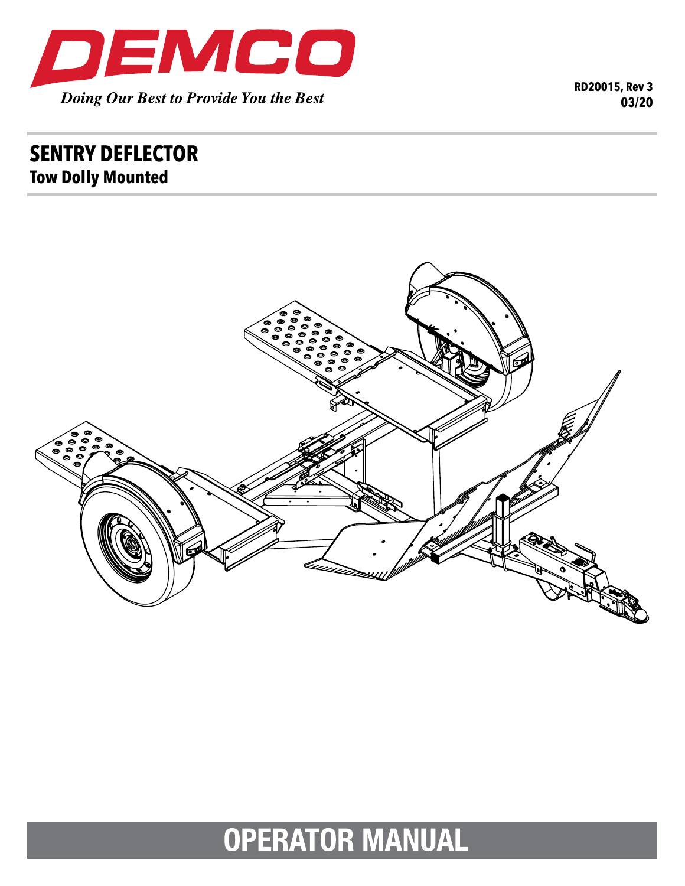DEMCO

*Doing Our Best to Provide You the Best*

RD20015, Rev 3
03/20

# SENTRY DEFLECTOR

## Tow Dolly Mounted

# OPERATOR MANUAL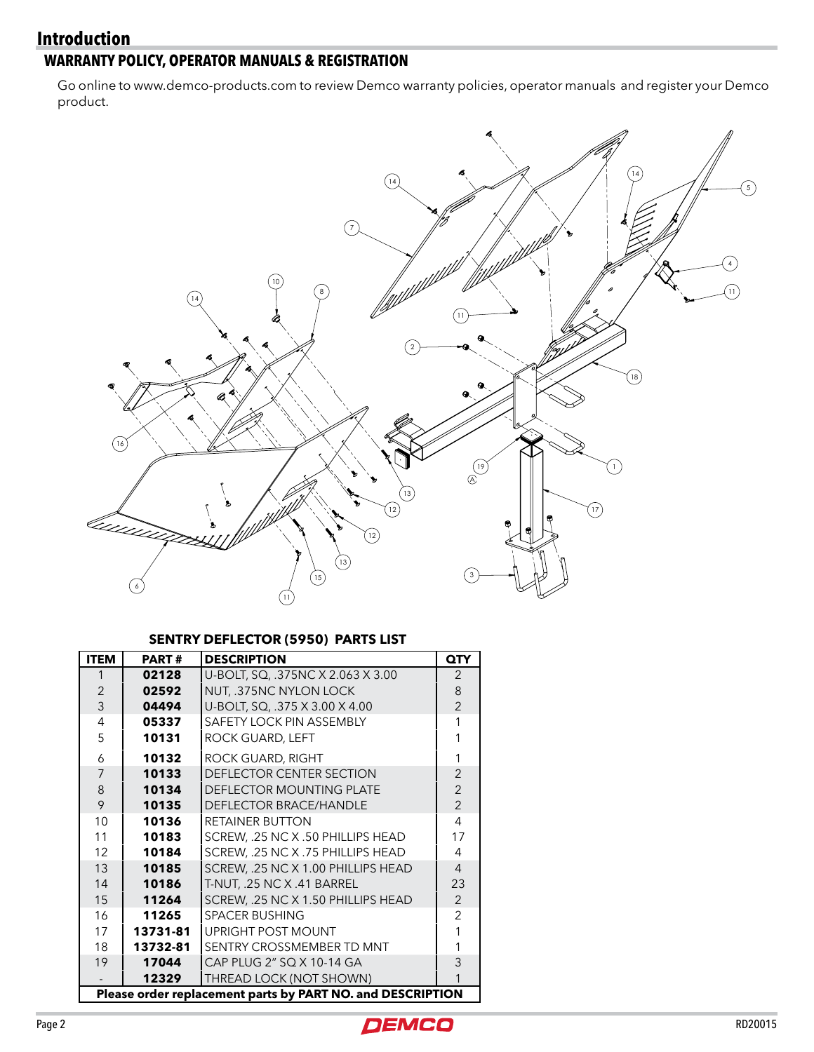# Introduction

## WARRANTY POLICY, OPERATOR MANUALS & REGISTRATION

Go online to www.demco-products.com to review Demco warranty policies, operator manuals and register your Demco product.

### SENTRY DEFLECTOR (5950) PARTS LIST

| ITEM | PART # | DESCRIPTION | QTY |
|---|---|---|---|
| 1 | **02128** | U-BOLT, SQ, .375NC X 2.063 X 3.00 | 2 |
| 2 | **02592** | NUT, .375NC NYLON LOCK | 8 |
| 3 | **04494** | U-BOLT, SQ, .375 X 3.00 X 4.00 | 2 |
| 4 | **05337** | SAFETY LOCK PIN ASSEMBLY | 1 |
| 5 | **10131** | ROCK GUARD, LEFT | 1 |
| 6 | **10132** | ROCK GUARD, RIGHT | 1 |
| 7 | **10133** | DEFLECTOR CENTER SECTION | 2 |
| 8 | **10134** | DEFLECTOR MOUNTING PLATE | 2 |
| 9 | **10135** | DEFLECTOR BRACE/HANDLE | 2 |
| 10 | **10136** | RETAINER BUTTON | 4 |
| 11 | **10183** | SCREW, .25 NC X .50 PHILLIPS HEAD | 17 |
| 12 | **10184** | SCREW, .25 NC X .75 PHILLIPS HEAD | 4 |
| 13 | **10185** | SCREW, .25 NC X 1.00 PHILLIPS HEAD | 4 |
| 14 | **10186** | T-NUT, .25 NC X .41 BARREL | 23 |
| 15 | **11264** | SCREW, .25 NC X 1.50 PHILLIPS HEAD | 2 |
| 16 | **11265** | SPACER BUSHING | 2 |
| 17 | **13731-81** | UPRIGHT POST MOUNT | 1 |
| 18 | **13732-81** | SENTRY CROSSMEMBER TD MNT | 1 |
| 19 | **17044** | CAP PLUG 2" SQ X 10-14 GA | 3 |
| - | **12329** | THREAD LOCK (NOT SHOWN) | 1 |

**Please order replacement parts by PART NO. and DESCRIPTION**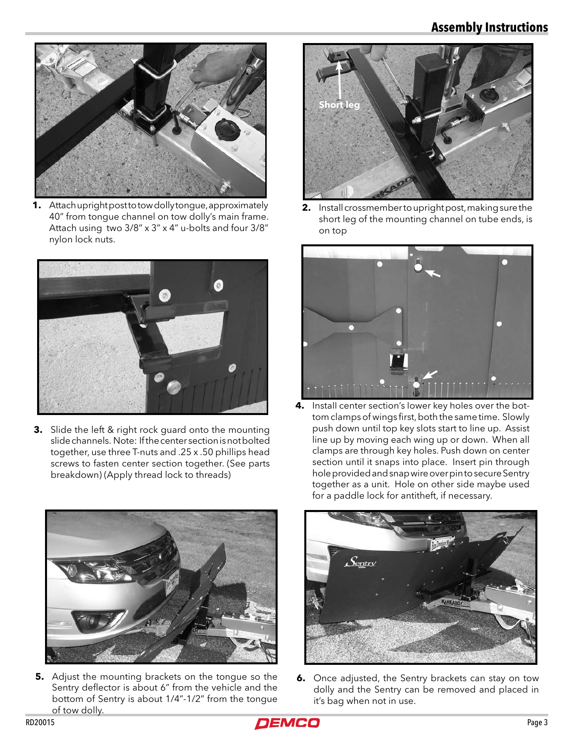## Assembly Instructions

1. Attach upright post to tow dolly tongue, approximately 40" from tongue channel on tow dolly's main frame. Attach using two 3/8" x 3" x 4" u-bolts and four 3/8" nylon lock nuts.

2. Install crossmember to upright post, making sure the short leg of the mounting channel on tube ends, is on top

3. Slide the left & right rock guard onto the mounting slide channels. Note: If the center section is not bolted together, use three T-nuts and .25 x .50 phillips head screws to fasten center section together. (See parts breakdown) (Apply thread lock to threads)

4. Install center section's lower key holes over the bottom clamps of wings first, both the same time. Slowly push down until top key slots start to line up. Assist line up by moving each wing up or down. When all clamps are through key holes. Push down on center section until it snaps into place. Insert pin through hole provided and snap wire over pin to secure Sentry together as a unit. Hole on other side maybe used for a paddle lock for antitheft, if necessary.

5. Adjust the mounting brackets on the tongue so the Sentry deflector is about 6" from the vehicle and the bottom of Sentry is about 1/4"-1/2" from the tongue of tow dolly.

6. Once adjusted, the Sentry brackets can stay on tow dolly and the Sentry can be removed and placed in it's bag when not in use.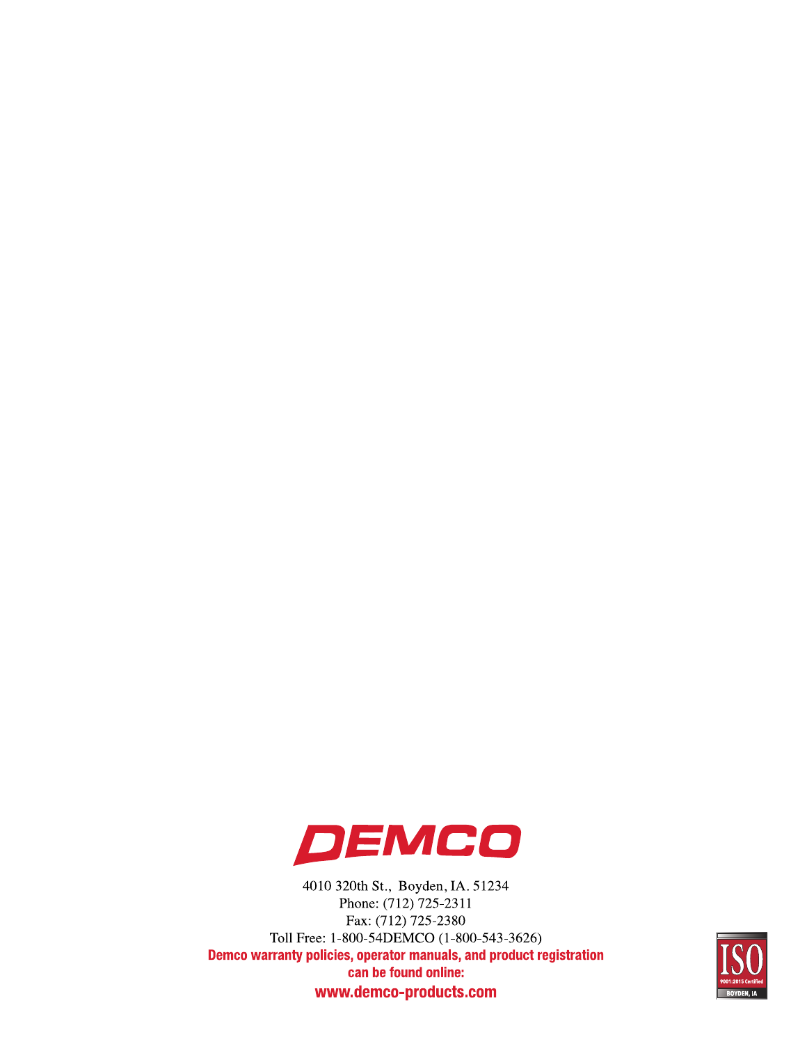DEMCO

4010 320th St., Boyden, IA. 51234
Phone: (712) 725-2311
Fax: (712) 725-2380
Toll Free: 1-800-54DEMCO (1-800-543-3626)

**Demco warranty policies, operator manuals, and product registration can be found online:**

**www.demco-products.com**

ISO 9001:2015 Certified BOYDEN, IA